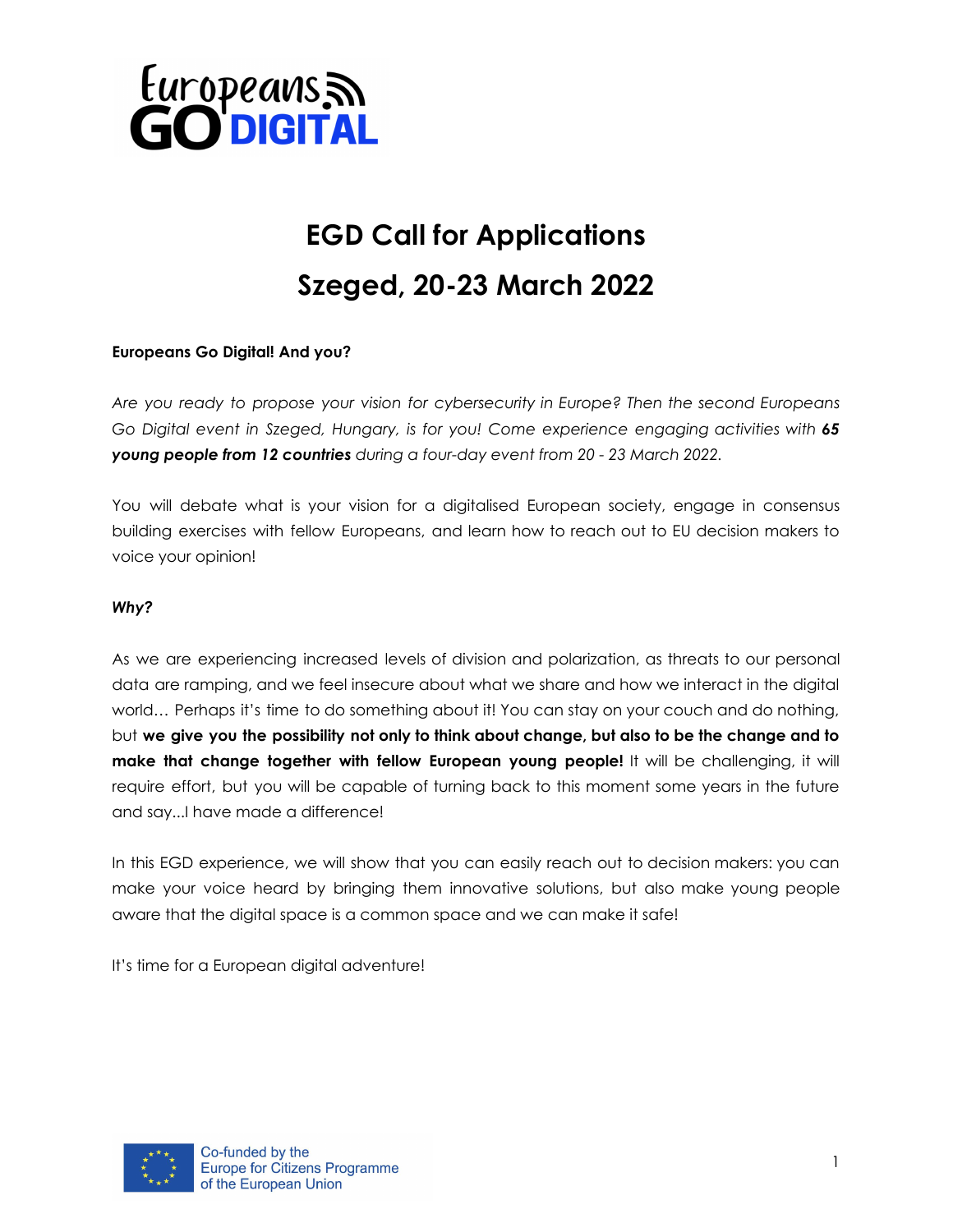# EGD Call for Applications

# Szeged, 20-23 March 2022

**Europeans Go Digital! And you?**

*Are you ready to propose your vision for cybersecurity in Europe? Then the second Europeans Go Digital event in Szeged, Hungary, is for you! Come experience engaging activities with **65 young people from 12 countries** during a four-day event from 20 - 23 March 2022.*

You will debate what is your vision for a digitalised European society, engage in consensus building exercises with fellow Europeans, and learn how to reach out to EU decision makers to voice your opinion!

***Why?***

As we are experiencing increased levels of division and polarization, as threats to our personal data are ramping, and we feel insecure about what we share and how we interact in the digital world… Perhaps it's time to do something about it! You can stay on your couch and do nothing, but **we give you the possibility not only to think about change, but also to be the change and to make that change together with fellow European young people!** It will be challenging, it will require effort, but you will be capable of turning back to this moment some years in the future and say...I have made a difference!

In this EGD experience, we will show that you can easily reach out to decision makers: you can make your voice heard by bringing them innovative solutions, but also make young people aware that the digital space is a common space and we can make it safe!

It's time for a European digital adventure!

Co-funded by the Europe for Citizens Programme of the European Union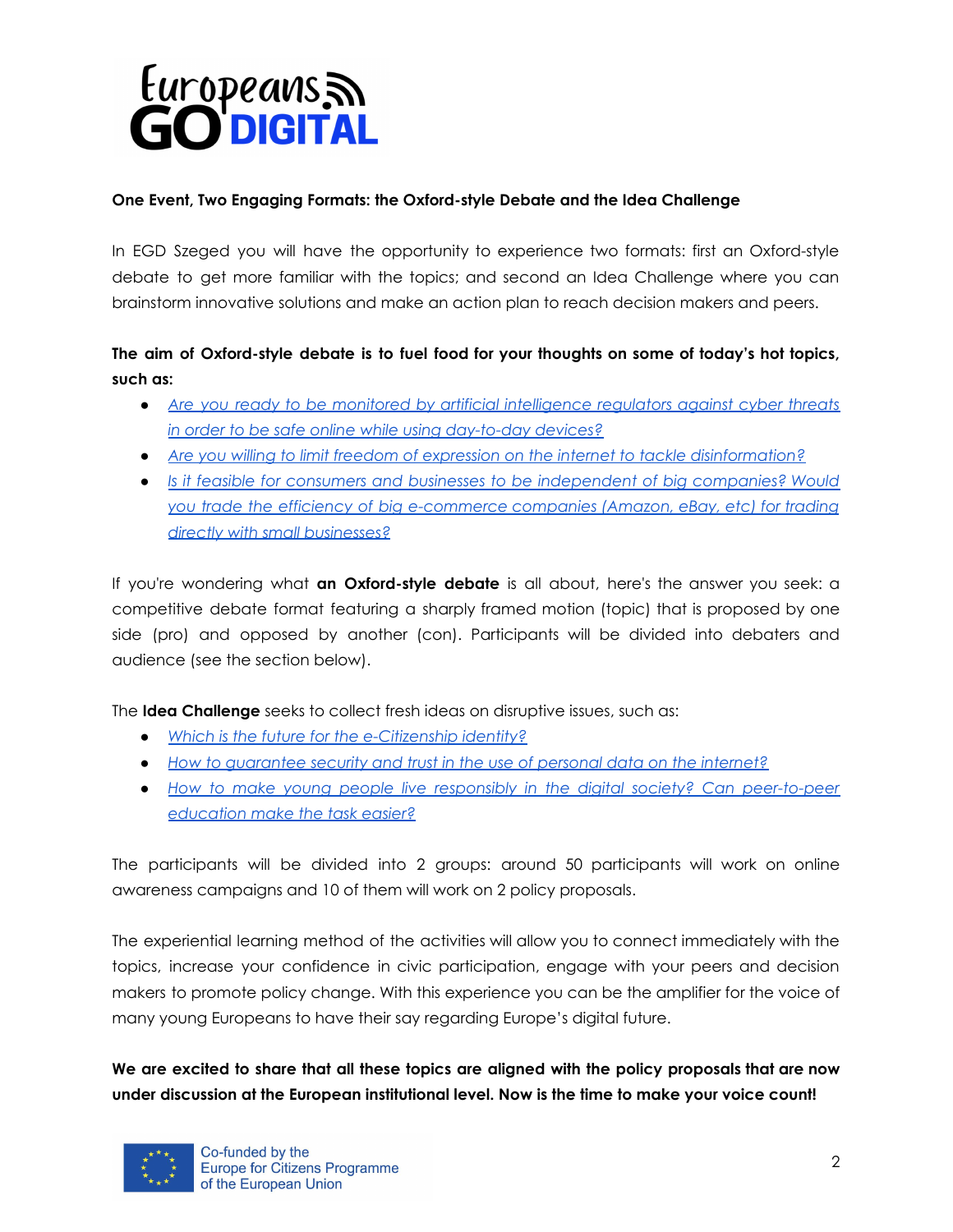**One Event, Two Engaging Formats: the Oxford-style Debate and the Idea Challenge**

In EGD Szeged you will have the opportunity to experience two formats: first an Oxford-style debate to get more familiar with the topics; and second an Idea Challenge where you can brainstorm innovative solutions and make an action plan to reach decision makers and peers.

**The aim of Oxford-style debate is to fuel food for your thoughts on some of today's hot topics, such as:**

- *Are you ready to be monitored by artificial intelligence regulators against cyber threats in order to be safe online while using day-to-day devices?*
- *Are you willing to limit freedom of expression on the internet to tackle disinformation?*
- *Is it feasible for consumers and businesses to be independent of big companies? Would you trade the efficiency of big e-commerce companies (Amazon, eBay, etc) for trading directly with small businesses?*

If you're wondering what **an Oxford-style debate** is all about, here's the answer you seek: a competitive debate format featuring a sharply framed motion (topic) that is proposed by one side (pro) and opposed by another (con). Participants will be divided into debaters and audience (see the section below).

The **Idea Challenge** seeks to collect fresh ideas on disruptive issues, such as:

- *Which is the future for the e-Citizenship identity?*
- *How to guarantee security and trust in the use of personal data on the internet?*
- *How to make young people live responsibly in the digital society? Can peer-to-peer education make the task easier?*

The participants will be divided into 2 groups: around 50 participants will work on online awareness campaigns and 10 of them will work on 2 policy proposals.

The experiential learning method of the activities will allow you to connect immediately with the topics, increase your confidence in civic participation, engage with your peers and decision makers to promote policy change. With this experience you can be the amplifier for the voice of many young Europeans to have their say regarding Europe's digital future.

**We are excited to share that all these topics are aligned with the policy proposals that are now under discussion at the European institutional level. Now is the time to make your voice count!**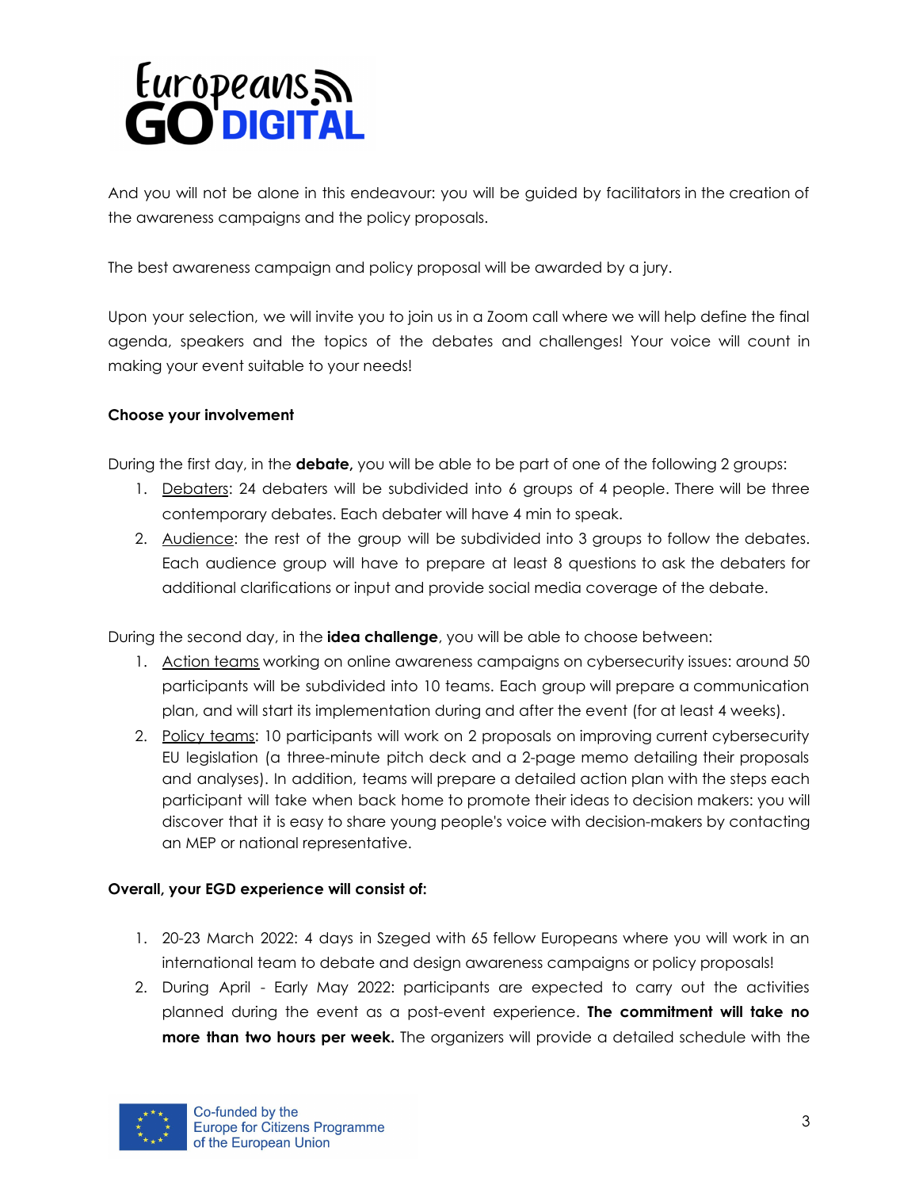And you will not be alone in this endeavour: you will be guided by facilitators in the creation of the awareness campaigns and the policy proposals.

The best awareness campaign and policy proposal will be awarded by a jury.

Upon your selection, we will invite you to join us in a Zoom call where we will help define the final agenda, speakers and the topics of the debates and challenges! Your voice will count in making your event suitable to your needs!

**Choose your involvement**

During the first day, in the **debate,** you will be able to be part of one of the following 2 groups:

1. Debaters: 24 debaters will be subdivided into 6 groups of 4 people. There will be three contemporary debates. Each debater will have 4 min to speak.
2. Audience: the rest of the group will be subdivided into 3 groups to follow the debates. Each audience group will have to prepare at least 8 questions to ask the debaters for additional clarifications or input and provide social media coverage of the debate.

During the second day, in the **idea challenge**, you will be able to choose between:

1. Action teams working on online awareness campaigns on cybersecurity issues: around 50 participants will be subdivided into 10 teams. Each group will prepare a communication plan, and will start its implementation during and after the event (for at least 4 weeks).
2. Policy teams: 10 participants will work on 2 proposals on improving current cybersecurity EU legislation (a three-minute pitch deck and a 2-page memo detailing their proposals and analyses). In addition, teams will prepare a detailed action plan with the steps each participant will take when back home to promote their ideas to decision makers: you will discover that it is easy to share young people's voice with decision-makers by contacting an MEP or national representative.

**Overall, your EGD experience will consist of:**

1. 20-23 March 2022: 4 days in Szeged with 65 fellow Europeans where you will work in an international team to debate and design awareness campaigns or policy proposals!
2. During April - Early May 2022: participants are expected to carry out the activities planned during the event as a post-event experience. **The commitment will take no more than two hours per week.** The organizers will provide a detailed schedule with the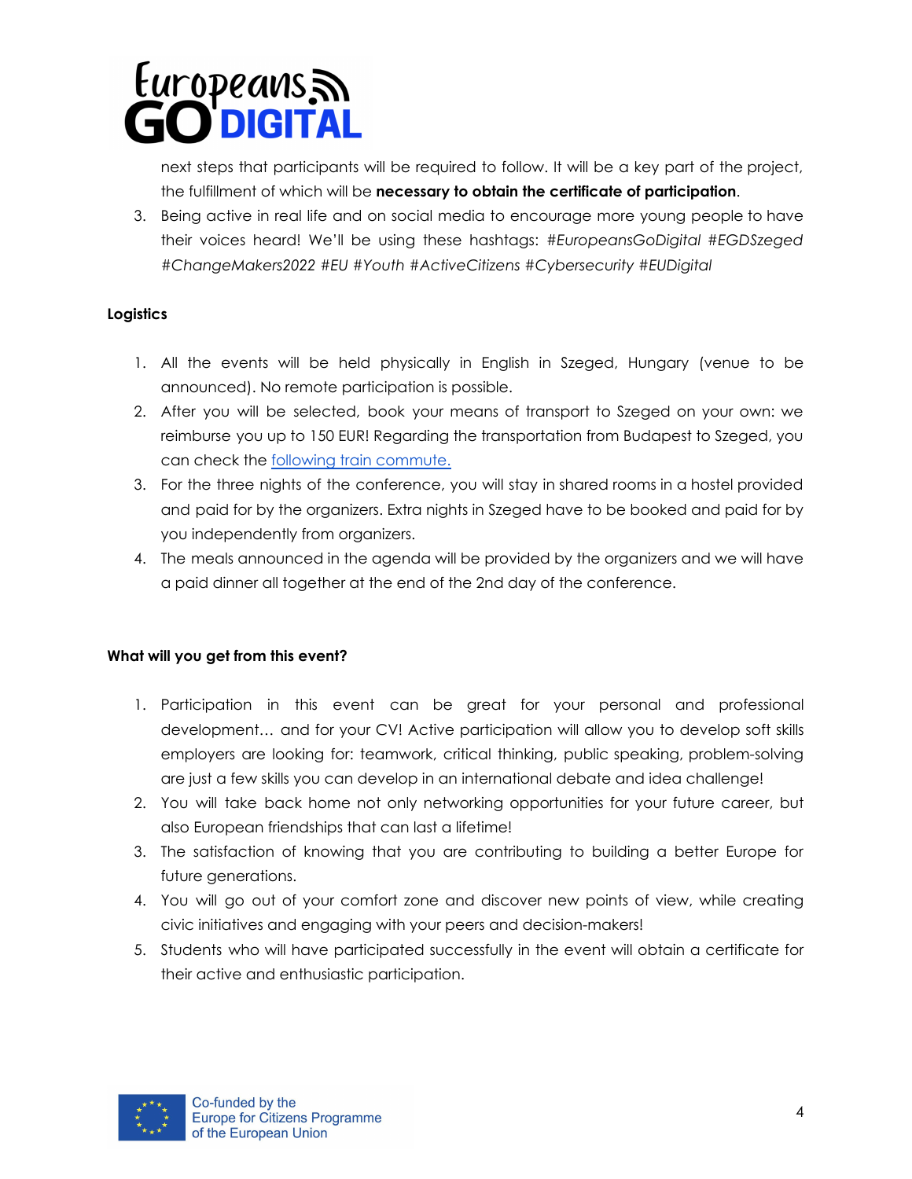next steps that participants will be required to follow. It will be a key part of the project, the fulfillment of which will be **necessary to obtain the certificate of participation**.

3. Being active in real life and on social media to encourage more young people to have their voices heard! We'll be using these hashtags: *#EuropeansGoDigital #EGDSzeged #ChangeMakers2022 #EU #Youth #ActiveCitizens #Cybersecurity #EUDigital*

**Logistics**

1. All the events will be held physically in English in Szeged, Hungary (venue to be announced). No remote participation is possible.
2. After you will be selected, book your means of transport to Szeged on your own: we reimburse you up to 150 EUR! Regarding the transportation from Budapest to Szeged, you can check the following train commute.
3. For the three nights of the conference, you will stay in shared rooms in a hostel provided and paid for by the organizers. Extra nights in Szeged have to be booked and paid for by you independently from organizers.
4. The meals announced in the agenda will be provided by the organizers and we will have a paid dinner all together at the end of the 2nd day of the conference.

**What will you get from this event?**

1. Participation in this event can be great for your personal and professional development… and for your CV! Active participation will allow you to develop soft skills employers are looking for: teamwork, critical thinking, public speaking, problem-solving are just a few skills you can develop in an international debate and idea challenge!
2. You will take back home not only networking opportunities for your future career, but also European friendships that can last a lifetime!
3. The satisfaction of knowing that you are contributing to building a better Europe for future generations.
4. You will go out of your comfort zone and discover new points of view, while creating civic initiatives and engaging with your peers and decision-makers!
5. Students who will have participated successfully in the event will obtain a certificate for their active and enthusiastic participation.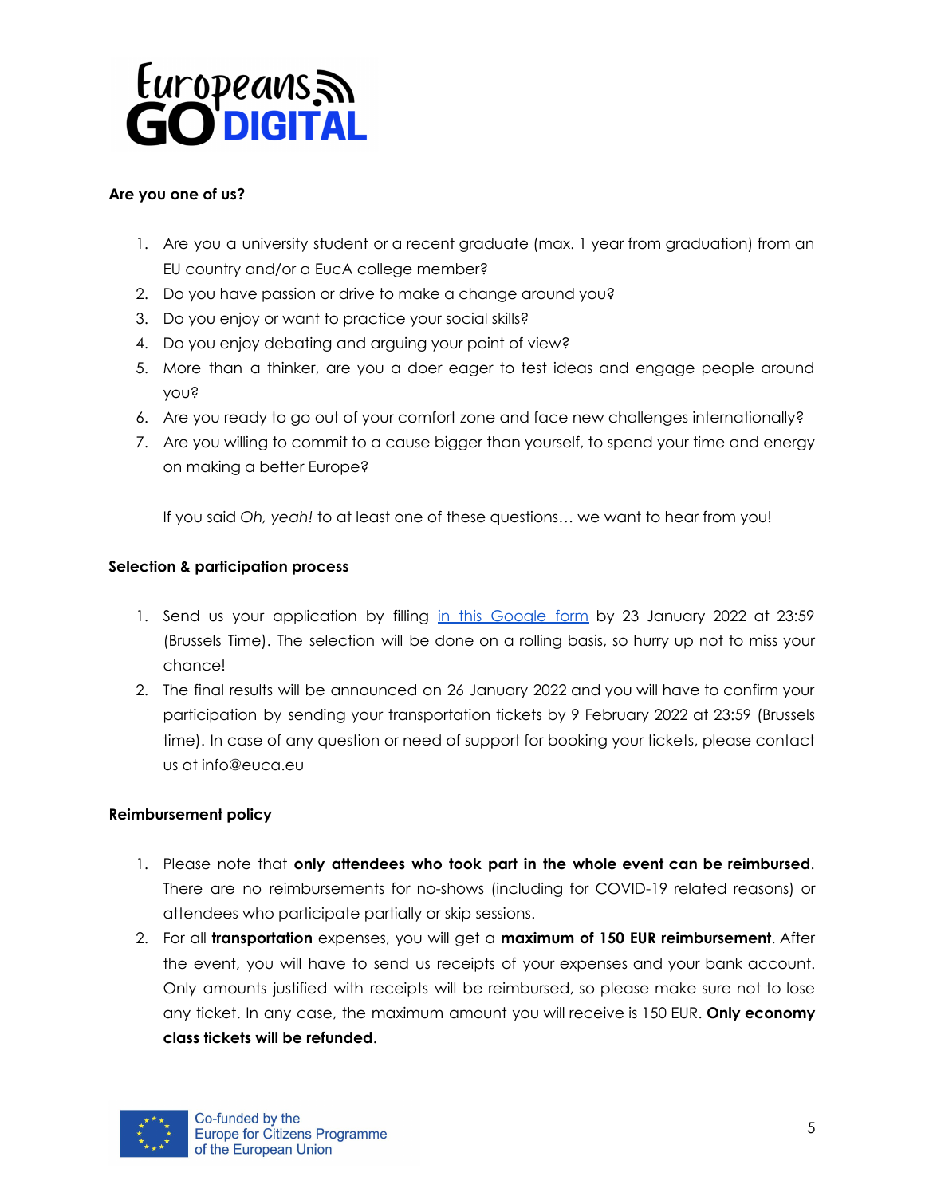**Are you one of us?**

1. Are you a university student or a recent graduate (max. 1 year from graduation) from an EU country and/or a EucA college member?
2. Do you have passion or drive to make a change around you?
3. Do you enjoy or want to practice your social skills?
4. Do you enjoy debating and arguing your point of view?
5. More than a thinker, are you a doer eager to test ideas and engage people around you?
6. Are you ready to go out of your comfort zone and face new challenges internationally?
7. Are you willing to commit to a cause bigger than yourself, to spend your time and energy on making a better Europe?

   If you said *Oh, yeah!* to at least one of these questions… we want to hear from you!

**Selection & participation process**

1. Send us your application by filling in this Google form by 23 January 2022 at 23:59 (Brussels Time). The selection will be done on a rolling basis, so hurry up not to miss your chance!
2. The final results will be announced on 26 January 2022 and you will have to confirm your participation by sending your transportation tickets by 9 February 2022 at 23:59 (Brussels time). In case of any question or need of support for booking your tickets, please contact us at info@euca.eu

**Reimbursement policy**

1. Please note that **only attendees who took part in the whole event can be reimbursed**. There are no reimbursements for no-shows (including for COVID-19 related reasons) or attendees who participate partially or skip sessions.
2. For all **transportation** expenses, you will get a **maximum of 150 EUR reimbursement**. After the event, you will have to send us receipts of your expenses and your bank account. Only amounts justified with receipts will be reimbursed, so please make sure not to lose any ticket. In any case, the maximum amount you will receive is 150 EUR. **Only economy class tickets will be refunded**.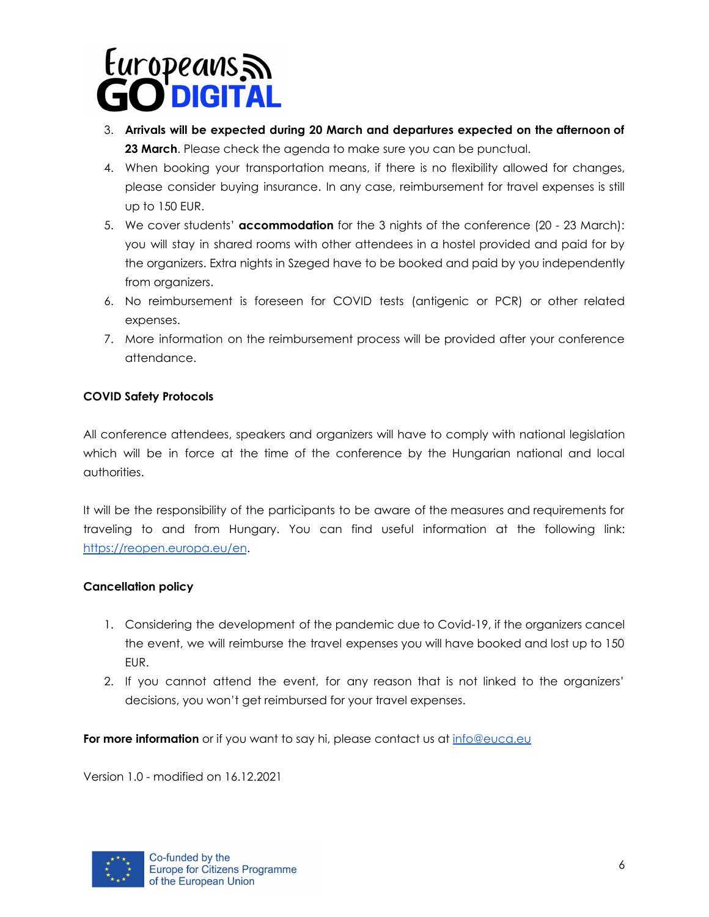3. **Arrivals will be expected during 20 March and departures expected on the afternoon of 23 March**. Please check the agenda to make sure you can be punctual.
4. When booking your transportation means, if there is no flexibility allowed for changes, please consider buying insurance. In any case, reimbursement for travel expenses is still up to 150 EUR.
5. We cover students' **accommodation** for the 3 nights of the conference (20 - 23 March): you will stay in shared rooms with other attendees in a hostel provided and paid for by the organizers. Extra nights in Szeged have to be booked and paid by you independently from organizers.
6. No reimbursement is foreseen for COVID tests (antigenic or PCR) or other related expenses.
7. More information on the reimbursement process will be provided after your conference attendance.

**COVID Safety Protocols**

All conference attendees, speakers and organizers will have to comply with national legislation which will be in force at the time of the conference by the Hungarian national and local authorities.

It will be the responsibility of the participants to be aware of the measures and requirements for traveling to and from Hungary. You can find useful information at the following link: https://reopen.europa.eu/en.

**Cancellation policy**

1. Considering the development of the pandemic due to Covid-19, if the organizers cancel the event, we will reimburse the travel expenses you will have booked and lost up to 150 EUR.
2. If you cannot attend the event, for any reason that is not linked to the organizers' decisions, you won't get reimbursed for your travel expenses.

**For more information** or if you want to say hi, please contact us at info@euca.eu

Version 1.0 - modified on 16.12.2021

Co-funded by the Europe for Citizens Programme of the European Union